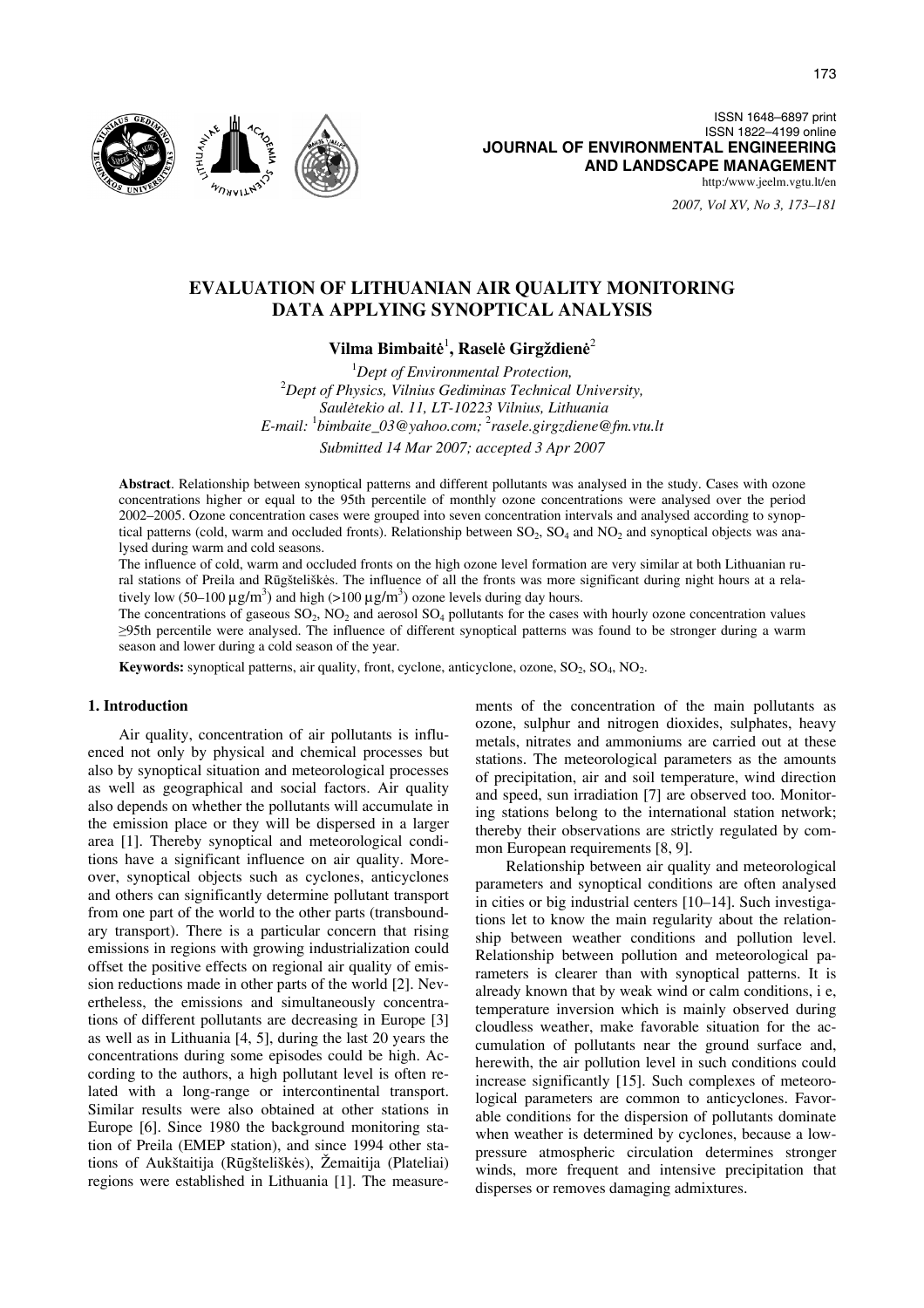ISSN 1648–6897 print
ISSN 1822–4199 online
**JOURNAL OF ENVIRONMENTAL ENGINEERING AND LANDSCAPE MANAGEMENT**
http:/www.jeelm.vgtu.lt/en

*2007, Vol XV, No 3, 173–181*

# EVALUATION OF LITHUANIAN AIR QUALITY MONITORING DATA APPLYING SYNOPTICAL ANALYSIS

**Vilma Bimbaitė**[1], **Raselė Girgždienė**[2]

[1]*Dept of Environmental Protection,*
[2]*Dept of Physics, Vilnius Gediminas Technical University, Saulėtekio al. 11, LT-10223 Vilnius, Lithuania*
*E-mail:* [1]*bimbaite_03@yahoo.com;* [2]*rasele.girgzdiene@fm.vtu.lt*

*Submitted 14 Mar 2007; accepted 3 Apr 2007*

**Abstract**. Relationship between synoptical patterns and different pollutants was analysed in the study. Cases with ozone concentrations higher or equal to the 95th percentile of monthly ozone concentrations were analysed over the period 2002–2005. Ozone concentration cases were grouped into seven concentration intervals and analysed according to synoptical patterns (cold, warm and occluded fronts). Relationship between $SO_2$, $SO_4$ and $NO_2$ and synoptical objects was analysed during warm and cold seasons.

The influence of cold, warm and occluded fronts on the high ozone level formation are very similar at both Lithuanian rural stations of Preila and Rūgšteliškės. The influence of all the fronts was more significant during night hours at a relatively low (50–100 $\mu g/m^3$) and high (>100 $\mu g/m^3$) ozone levels during day hours.

The concentrations of gaseous $SO_2$, $NO_2$ and aerosol $SO_4$ pollutants for the cases with hourly ozone concentration values ≥95th percentile were analysed. The influence of different synoptical patterns was found to be stronger during a warm season and lower during a cold season of the year.

**Keywords:** synoptical patterns, air quality, front, cyclone, anticyclone, ozone, $SO_2$, $SO_4$, $NO_2$.

## 1. Introduction

Air quality, concentration of air pollutants is influenced not only by physical and chemical processes but also by synoptical situation and meteorological processes as well as geographical and social factors. Air quality also depends on whether the pollutants will accumulate in the emission place or they will be dispersed in a larger area [1]. Thereby synoptical and meteorological conditions have a significant influence on air quality. Moreover, synoptical objects such as cyclones, anticyclones and others can significantly determine pollutant transport from one part of the world to the other parts (transboundary transport). There is a particular concern that rising emissions in regions with growing industrialization could offset the positive effects on regional air quality of emission reductions made in other parts of the world [2]. Nevertheless, the emissions and simultaneously concentrations of different pollutants are decreasing in Europe [3] as well as in Lithuania [4, 5], during the last 20 years the concentrations during some episodes could be high. According to the authors, a high pollutant level is often related with a long-range or intercontinental transport. Similar results were also obtained at other stations in Europe [6]. Since 1980 the background monitoring station of Preila (EMEP station), and since 1994 other stations of Aukštaitija (Rūgšteliškės), Žemaitija (Plateliai) regions were established in Lithuania [1]. The measurements of the concentration of the main pollutants as ozone, sulphur and nitrogen dioxides, sulphates, heavy metals, nitrates and ammoniums are carried out at these stations. The meteorological parameters as the amounts of precipitation, air and soil temperature, wind direction and speed, sun irradiation [7] are observed too. Monitoring stations belong to the international station network; thereby their observations are strictly regulated by common European requirements [8, 9].

Relationship between air quality and meteorological parameters and synoptical conditions are often analysed in cities or big industrial centers [10–14]. Such investigations let to know the main regularity about the relationship between weather conditions and pollution level. Relationship between pollution and meteorological parameters is clearer than with synoptical patterns. It is already known that by weak wind or calm conditions, i e, temperature inversion which is mainly observed during cloudless weather, make favorable situation for the accumulation of pollutants near the ground surface and, herewith, the air pollution level in such conditions could increase significantly [15]. Such complexes of meteorological parameters are common to anticyclones. Favorable conditions for the dispersion of pollutants dominate when weather is determined by cyclones, because a low-pressure atmospheric circulation determines stronger winds, more frequent and intensive precipitation that disperses or removes damaging admixtures.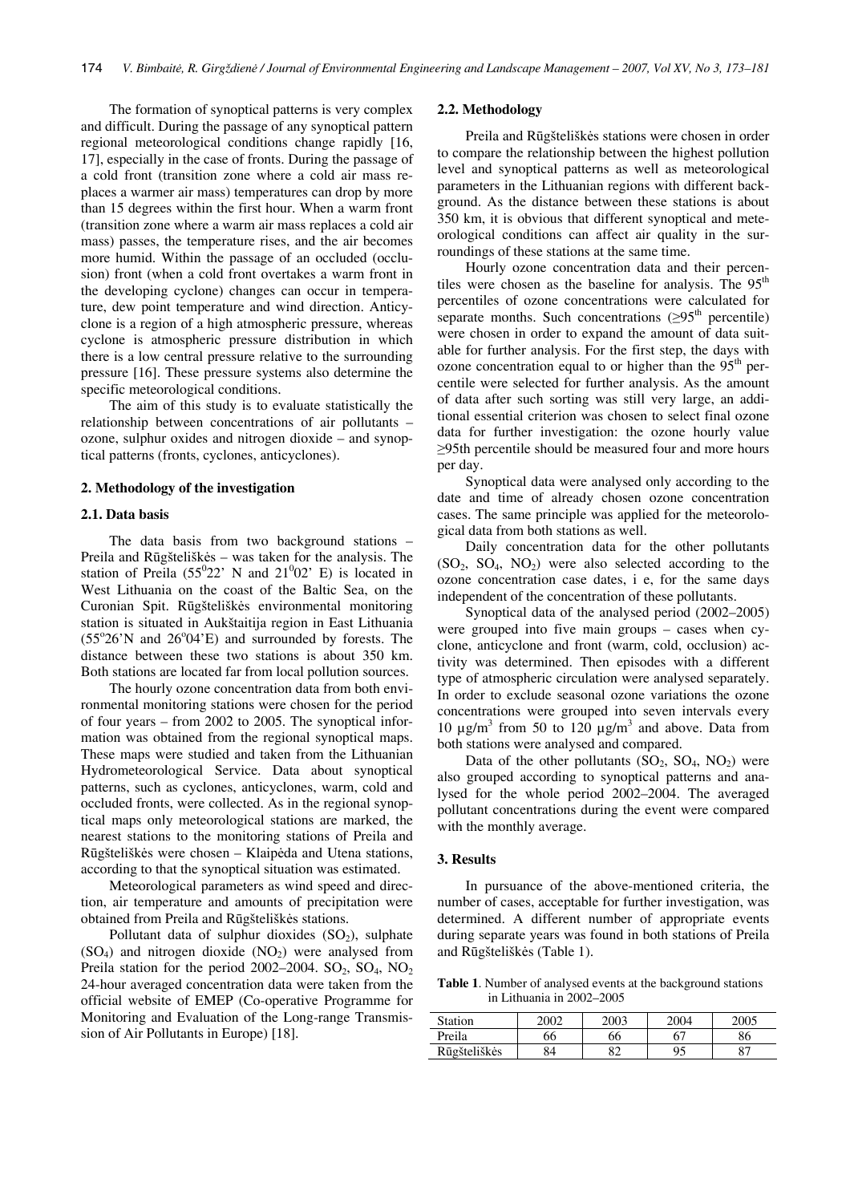The formation of synoptical patterns is very complex and difficult. During the passage of any synoptical pattern regional meteorological conditions change rapidly [16, 17], especially in the case of fronts. During the passage of a cold front (transition zone where a cold air mass replaces a warmer air mass) temperatures can drop by more than 15 degrees within the first hour. When a warm front (transition zone where a warm air mass replaces a cold air mass) passes, the temperature rises, and the air becomes more humid. Within the passage of an occluded (occlusion) front (when a cold front overtakes a warm front in the developing cyclone) changes can occur in temperature, dew point temperature and wind direction. Anticyclone is a region of a high atmospheric pressure, whereas cyclone is atmospheric pressure distribution in which there is a low central pressure relative to the surrounding pressure [16]. These pressure systems also determine the specific meteorological conditions.

The aim of this study is to evaluate statistically the relationship between concentrations of air pollutants – ozone, sulphur oxides and nitrogen dioxide – and synoptical patterns (fronts, cyclones, anticyclones).

## 2. Methodology of the investigation

### 2.1. Data basis

The data basis from two background stations – Preila and Rūgšteliškės – was taken for the analysis. The station of Preila ($55^0 22'$ N and $21^0 02'$ E) is located in West Lithuania on the coast of the Baltic Sea, on the Curonian Spit. Rūgšteliškės environmental monitoring station is situated in Aukštaitija region in East Lithuania ($55^o 26'$N and $26^o 04'$E) and surrounded by forests. The distance between these two stations is about 350 km. Both stations are located far from local pollution sources.

The hourly ozone concentration data from both environmental monitoring stations were chosen for the period of four years – from 2002 to 2005. The synoptical information was obtained from the regional synoptical maps. These maps were studied and taken from the Lithuanian Hydrometeorological Service. Data about synoptical patterns, such as cyclones, anticyclones, warm, cold and occluded fronts, were collected. As in the regional synoptical maps only meteorological stations are marked, the nearest stations to the monitoring stations of Preila and Rūgšteliškės were chosen – Klaipėda and Utena stations, according to that the synoptical situation was estimated.

Meteorological parameters as wind speed and direction, air temperature and amounts of precipitation were obtained from Preila and Rūgšteliškės stations.

Pollutant data of sulphur dioxides ($SO_2$), sulphate ($SO_4$) and nitrogen dioxide ($NO_2$) were analysed from Preila station for the period 2002–2004. $SO_2$, $SO_4$, $NO_2$ 24-hour averaged concentration data were taken from the official website of EMEP (Co-operative Programme for Monitoring and Evaluation of the Long-range Transmission of Air Pollutants in Europe) [18].

### 2.2. Methodology

Preila and Rūgšteliškės stations were chosen in order to compare the relationship between the highest pollution level and synoptical patterns as well as meteorological parameters in the Lithuanian regions with different background. As the distance between these stations is about 350 km, it is obvious that different synoptical and meteorological conditions can affect air quality in the surroundings of these stations at the same time.

Hourly ozone concentration data and their percentiles were chosen as the baseline for analysis. The 95$^{th}$ percentiles of ozone concentrations were calculated for separate months. Such concentrations (≥95$^{th}$ percentile) were chosen in order to expand the amount of data suitable for further analysis. For the first step, the days with ozone concentration equal to or higher than the 95$^{th}$ percentile were selected for further analysis. As the amount of data after such sorting was still very large, an additional essential criterion was chosen to select final ozone data for further investigation: the ozone hourly value ≥95th percentile should be measured four and more hours per day.

Synoptical data were analysed only according to the date and time of already chosen ozone concentration cases. The same principle was applied for the meteorological data from both stations as well.

Daily concentration data for the other pollutants ($SO_2$, $SO_4$, $NO_2$) were also selected according to the ozone concentration case dates, i e, for the same days independent of the concentration of these pollutants.

Synoptical data of the analysed period (2002–2005) were grouped into five main groups – cases when cyclone, anticyclone and front (warm, cold, occlusion) activity was determined. Then episodes with a different type of atmospheric circulation were analysed separately. In order to exclude seasonal ozone variations the ozone concentrations were grouped into seven intervals every 10 $\mu g/m^3$ from 50 to 120 $\mu g/m^3$ and above. Data from both stations were analysed and compared.

Data of the other pollutants ($SO_2$, $SO_4$, $NO_2$) were also grouped according to synoptical patterns and analysed for the whole period 2002–2004. The averaged pollutant concentrations during the event were compared with the monthly average.

## 3. Results

In pursuance of the above-mentioned criteria, the number of cases, acceptable for further investigation, was determined. A different number of appropriate events during separate years was found in both stations of Preila and Rūgšteliškės (Table 1).

**Table 1**. Number of analysed events at the background stations in Lithuania in 2002–2005

| Station | 2002 | 2003 | 2004 | 2005 |
|---|---|---|---|---|
| Preila | 66 | 66 | 67 | 86 |
| Rūgšteliškės | 84 | 82 | 95 | 87 |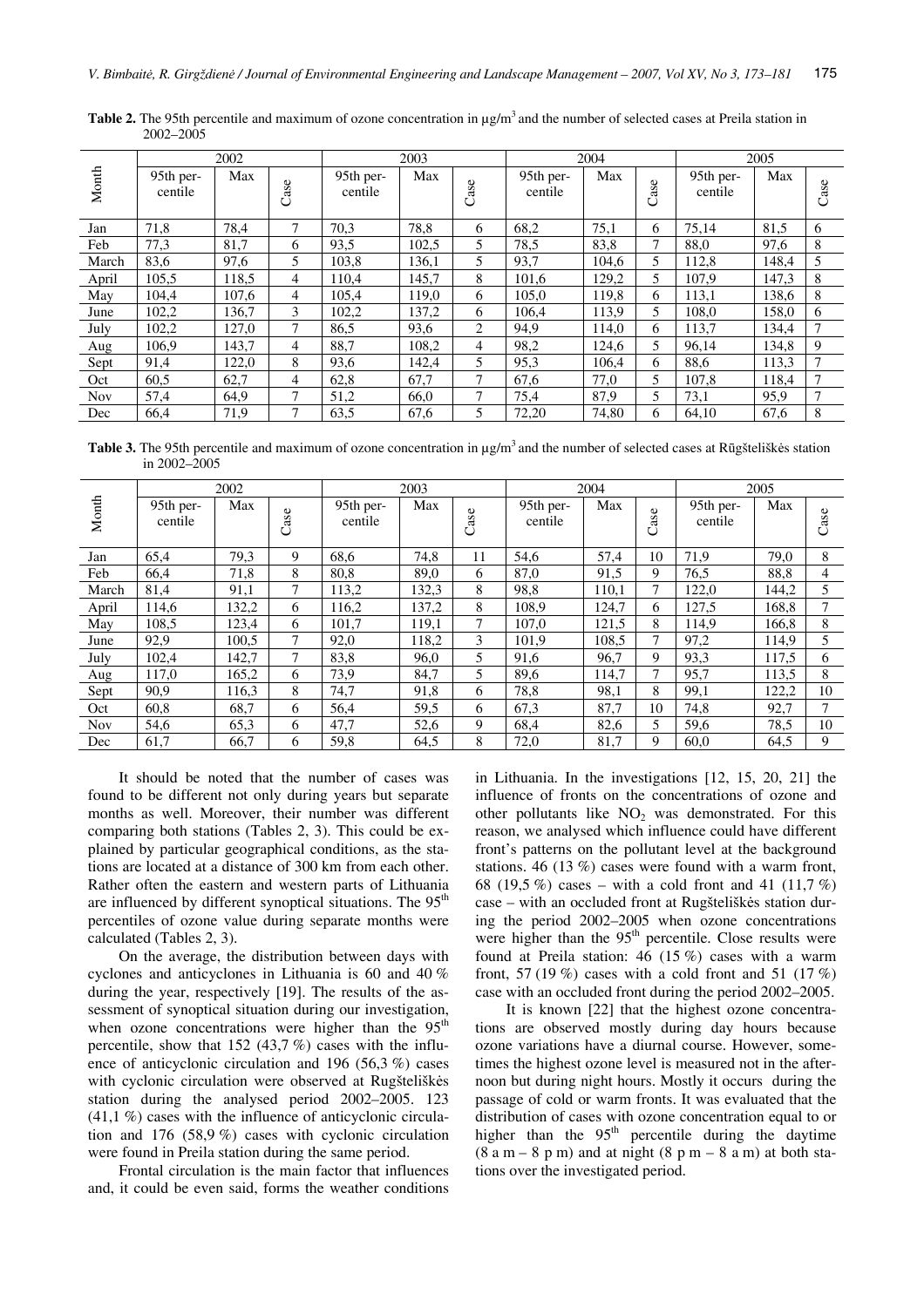**Table 2.** The 95th percentile and maximum of ozone concentration in µg/m$^3$ and the number of selected cases at Preila station in 2002–2005

| Month | 2002 | | | 2003 | | | 2004 | | | 2005 | | |
|---|---|---|---|---|---|---|---|---|---|---|---|---|
| | 95th percentile | Max | Case | 95th percentile | Max | Case | 95th percentile | Max | Case | 95th percentile | Max | Case |
| Jan | 71,8 | 78,4 | 7 | 70,3 | 78,8 | 6 | 68,2 | 75,1 | 6 | 75,14 | 81,5 | 6 |
| Feb | 77,3 | 81,7 | 6 | 93,5 | 102,5 | 5 | 78,5 | 83,8 | 7 | 88,0 | 97,6 | 8 |
| March | 83,6 | 97,6 | 5 | 103,8 | 136,1 | 5 | 93,7 | 104,6 | 5 | 112,8 | 148,4 | 5 |
| April | 105,5 | 118,5 | 4 | 110,4 | 145,7 | 8 | 101,6 | 129,2 | 5 | 107,9 | 147,3 | 8 |
| May | 104,4 | 107,6 | 4 | 105,4 | 119,0 | 6 | 105,0 | 119,8 | 6 | 113,1 | 138,6 | 8 |
| June | 102,2 | 136,7 | 3 | 102,2 | 137,2 | 6 | 106,4 | 113,9 | 5 | 108,0 | 158,0 | 6 |
| July | 102,2 | 127,0 | 7 | 86,5 | 93,6 | 2 | 94,9 | 114,0 | 6 | 113,7 | 134,4 | 7 |
| Aug | 106,9 | 143,7 | 4 | 88,7 | 108,2 | 4 | 98,2 | 124,6 | 5 | 96,14 | 134,8 | 9 |
| Sept | 91,4 | 122,0 | 8 | 93,6 | 142,4 | 5 | 95,3 | 106,4 | 6 | 88,6 | 113,3 | 7 |
| Oct | 60,5 | 62,7 | 4 | 62,8 | 67,7 | 7 | 67,6 | 77,0 | 5 | 107,8 | 118,4 | 7 |
| Nov | 57,4 | 64,9 | 7 | 51,2 | 66,0 | 7 | 75,4 | 87,9 | 5 | 73,1 | 95,9 | 7 |
| Dec | 66,4 | 71,9 | 7 | 63,5 | 67,6 | 5 | 72,20 | 74,80 | 6 | 64,10 | 67,6 | 8 |

**Table 3.** The 95th percentile and maximum of ozone concentration in µg/m$^3$ and the number of selected cases at Rūgšteliškės station in 2002–2005

| Month | 2002 | | | 2003 | | | 2004 | | | 2005 | | |
|---|---|---|---|---|---|---|---|---|---|---|---|---|
| | 95th percentile | Max | Case | 95th percentile | Max | Case | 95th percentile | Max | Case | 95th percentile | Max | Case |
| Jan | 65,4 | 79,3 | 9 | 68,6 | 74,8 | 11 | 54,6 | 57,4 | 10 | 71,9 | 79,0 | 8 |
| Feb | 66,4 | 71,8 | 8 | 80,8 | 89,0 | 6 | 87,0 | 91,5 | 9 | 76,5 | 88,8 | 4 |
| March | 81,4 | 91,1 | 7 | 113,2 | 132,3 | 8 | 98,8 | 110,1 | 7 | 122,0 | 144,2 | 5 |
| April | 114,6 | 132,2 | 6 | 116,2 | 137,2 | 8 | 108,9 | 124,7 | 6 | 127,5 | 168,8 | 7 |
| May | 108,5 | 123,4 | 6 | 101,7 | 119,1 | 7 | 107,0 | 121,5 | 8 | 114,9 | 166,8 | 8 |
| June | 92,9 | 100,5 | 7 | 92,0 | 118,2 | 3 | 101,9 | 108,5 | 7 | 97,2 | 114,9 | 5 |
| July | 102,4 | 142,7 | 7 | 83,8 | 96,0 | 5 | 91,6 | 96,7 | 9 | 93,3 | 117,5 | 6 |
| Aug | 117,0 | 165,2 | 6 | 73,9 | 84,7 | 5 | 89,6 | 114,7 | 7 | 95,7 | 113,5 | 8 |
| Sept | 90,9 | 116,3 | 8 | 74,7 | 91,8 | 6 | 78,8 | 98,1 | 8 | 99,1 | 122,2 | 10 |
| Oct | 60,8 | 68,7 | 6 | 56,4 | 59,5 | 6 | 67,3 | 87,7 | 10 | 74,8 | 92,7 | 7 |
| Nov | 54,6 | 65,3 | 6 | 47,7 | 52,6 | 9 | 68,4 | 82,6 | 5 | 59,6 | 78,5 | 10 |
| Dec | 61,7 | 66,7 | 6 | 59,8 | 64,5 | 8 | 72,0 | 81,7 | 9 | 60,0 | 64,5 | 9 |

It should be noted that the number of cases was found to be different not only during years but separate months as well. Moreover, their number was different comparing both stations (Tables 2, 3). This could be explained by particular geographical conditions, as the stations are located at a distance of 300 km from each other. Rather often the eastern and western parts of Lithuania are influenced by different synoptical situations. The 95$^{th}$ percentiles of ozone value during separate months were calculated (Tables 2, 3).

On the average, the distribution between days with cyclones and anticyclones in Lithuania is 60 and 40 % during the year, respectively [19]. The results of the assessment of synoptical situation during our investigation, when ozone concentrations were higher than the 95$^{th}$ percentile, show that 152 (43,7 %) cases with the influence of anticyclonic circulation and 196 (56,3 %) cases with cyclonic circulation were observed at Rugšteliškės station during the analysed period 2002–2005. 123 (41,1 %) cases with the influence of anticyclonic circulation and 176 (58,9 %) cases with cyclonic circulation were found in Preila station during the same period.

Frontal circulation is the main factor that influences and, it could be even said, forms the weather conditions in Lithuania. In the investigations [12, 15, 20, 21] the influence of fronts on the concentrations of ozone and other pollutants like $NO_2$ was demonstrated. For this reason, we analysed which influence could have different front's patterns on the pollutant level at the background stations. 46 (13 %) cases were found with a warm front, 68 (19,5 %) cases – with a cold front and 41 (11,7 %) case – with an occluded front at Rugšteliškės station during the period 2002–2005 when ozone concentrations were higher than the 95$^{th}$ percentile. Close results were found at Preila station: 46 (15 %) cases with a warm front, 57 (19 %) cases with a cold front and 51 (17 %) case with an occluded front during the period 2002–2005.

It is known [22] that the highest ozone concentrations are observed mostly during day hours because ozone variations have a diurnal course. However, sometimes the highest ozone level is measured not in the afternoon but during night hours. Mostly it occurs during the passage of cold or warm fronts. It was evaluated that the distribution of cases with ozone concentration equal to or higher than the 95$^{th}$ percentile during the daytime (8 a m – 8 p m) and at night (8 p m – 8 a m) at both stations over the investigated period.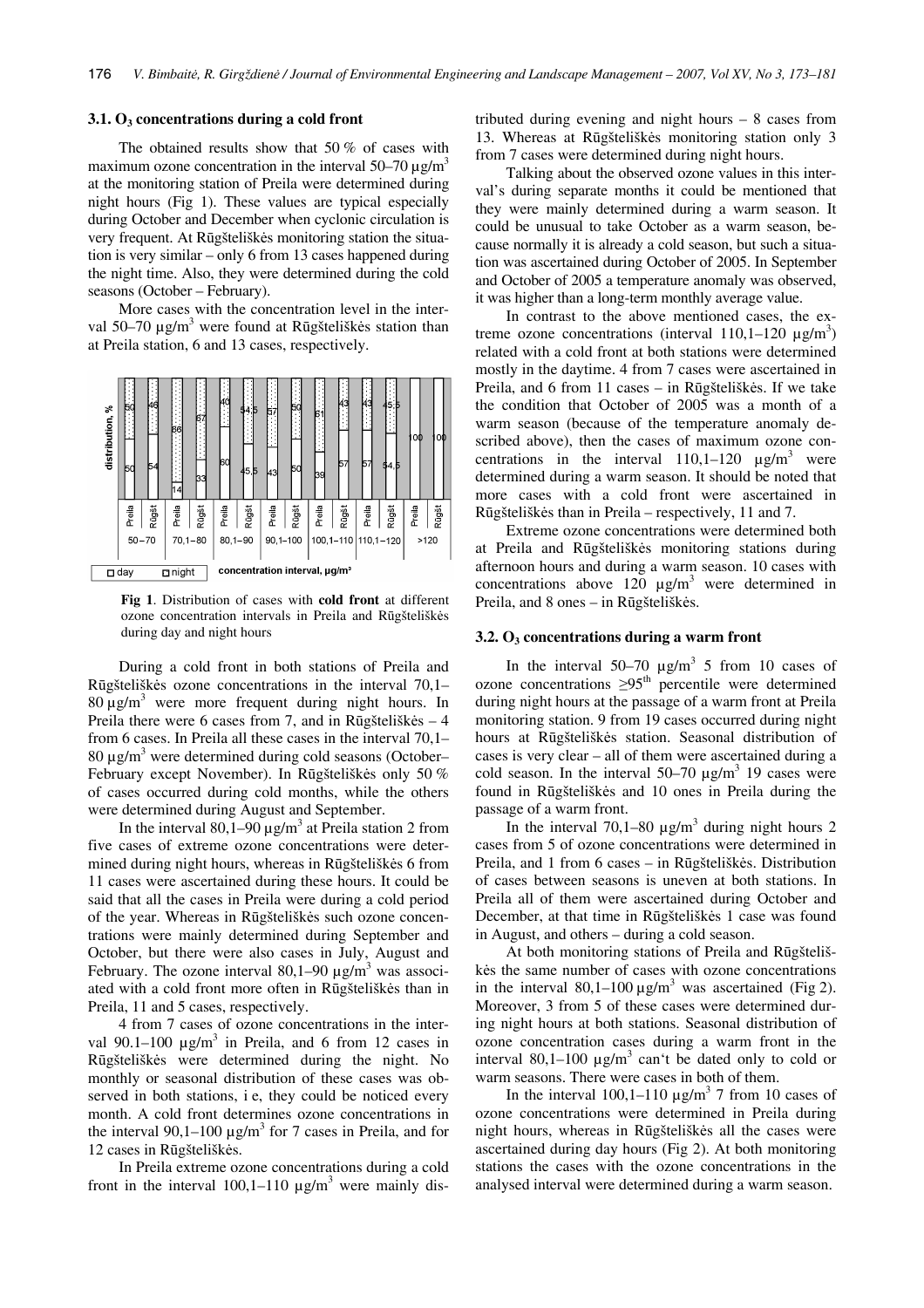### 3.1. $O_3$ concentrations during a cold front

The obtained results show that 50 % of cases with maximum ozone concentration in the interval 50–70 µg/m$^3$ at the monitoring station of Preila were determined during night hours (Fig 1). These values are typical especially during October and December when cyclonic circulation is very frequent. At Rūgšteliškės monitoring station the situation is very similar – only 6 from 13 cases happened during the night time. Also, they were determined during the cold seasons (October – February).

More cases with the concentration level in the interval 50–70 µg/m$^3$ were found at Rūgšteliškės station than at Preila station, 6 and 13 cases, respectively.

**Fig 1**. Distribution of cases with **cold front** at different ozone concentration intervals in Preila and Rūgšteliškės during day and night hours

During a cold front in both stations of Preila and Rūgšteliškės ozone concentrations in the interval 70,1–80 µg/m$^3$ were more frequent during night hours. In Preila there were 6 cases from 7, and in Rūgšteliškės – 4 from 6 cases. In Preila all these cases in the interval 70,1–80 µg/m$^3$ were determined during cold seasons (October–February except November). In Rūgšteliškės only 50 % of cases occurred during cold months, while the others were determined during August and September.

In the interval 80,1–90 µg/m$^3$ at Preila station 2 from five cases of extreme ozone concentrations were determined during night hours, whereas in Rūgšteliškės 6 from 11 cases were ascertained during these hours. It could be said that all the cases in Preila were during a cold period of the year. Whereas in Rūgšteliškės such ozone concentrations were mainly determined during September and October, but there were also cases in July, August and February. The ozone interval 80,1–90 µg/m$^3$ was associated with a cold front more often in Rūgšteliškės than in Preila, 11 and 5 cases, respectively.

4 from 7 cases of ozone concentrations in the interval 90.1–100 µg/m$^3$ in Preila, and 6 from 12 cases in Rūgšteliškės were determined during the night. No monthly or seasonal distribution of these cases was observed in both stations, i e, they could be noticed every month. A cold front determines ozone concentrations in the interval 90,1–100 µg/m$^3$ for 7 cases in Preila, and for 12 cases in Rūgšteliškės.

In Preila extreme ozone concentrations during a cold front in the interval 100,1–110 µg/m$^3$ were mainly distributed during evening and night hours – 8 cases from 13. Whereas at Rūgšteliškės monitoring station only 3 from 7 cases were determined during night hours.

Talking about the observed ozone values in this interval's during separate months it could be mentioned that they were mainly determined during a warm season. It could be unusual to take October as a warm season, because normally it is already a cold season, but such a situation was ascertained during October of 2005. In September and October of 2005 a temperature anomaly was observed, it was higher than a long-term monthly average value.

In contrast to the above mentioned cases, the extreme ozone concentrations (interval 110,1–120 µg/m$^3$) related with a cold front at both stations were determined mostly in the daytime. 4 from 7 cases were ascertained in Preila, and 6 from 11 cases – in Rūgšteliškės. If we take the condition that October of 2005 was a month of a warm season (because of the temperature anomaly described above), then the cases of maximum ozone concentrations in the interval 110,1–120 µg/m$^3$ were determined during a warm season. It should be noted that more cases with a cold front were ascertained in Rūgšteliškės than in Preila – respectively, 11 and 7.

Extreme ozone concentrations were determined both at Preila and Rūgšteliškės monitoring stations during afternoon hours and during a warm season. 10 cases with concentrations above 120 µg/m$^3$ were determined in Preila, and 8 ones – in Rūgšteliškės.

### 3.2. $O_3$ concentrations during a warm front

In the interval 50–70 µg/m$^3$ 5 from 10 cases of ozone concentrations ≥95$^{th}$ percentile were determined during night hours at the passage of a warm front at Preila monitoring station. 9 from 19 cases occurred during night hours at Rūgšteliškės station. Seasonal distribution of cases is very clear – all of them were ascertained during a cold season. In the interval 50–70 µg/m$^3$ 19 cases were found in Rūgšteliškės and 10 ones in Preila during the passage of a warm front.

In the interval 70,1–80 µg/m$^3$ during night hours 2 cases from 5 of ozone concentrations were determined in Preila, and 1 from 6 cases – in Rūgšteliškės. Distribution of cases between seasons is uneven at both stations. In Preila all of them were ascertained during October and December, at that time in Rūgšteliškės 1 case was found in August, and others – during a cold season.

At both monitoring stations of Preila and Rūgšteliškės the same number of cases with ozone concentrations in the interval 80,1–100 µg/m$^3$ was ascertained (Fig 2). Moreover, 3 from 5 of these cases were determined during night hours at both stations. Seasonal distribution of ozone concentration cases during a warm front in the interval 80,1–100 µg/m$^3$ can't be dated only to cold or warm seasons. There were cases in both of them.

In the interval 100,1–110 µg/m$^3$ 7 from 10 cases of ozone concentrations were determined in Preila during night hours, whereas in Rūgšteliškės all the cases were ascertained during day hours (Fig 2). At both monitoring stations the cases with the ozone concentrations in the analysed interval were determined during a warm season.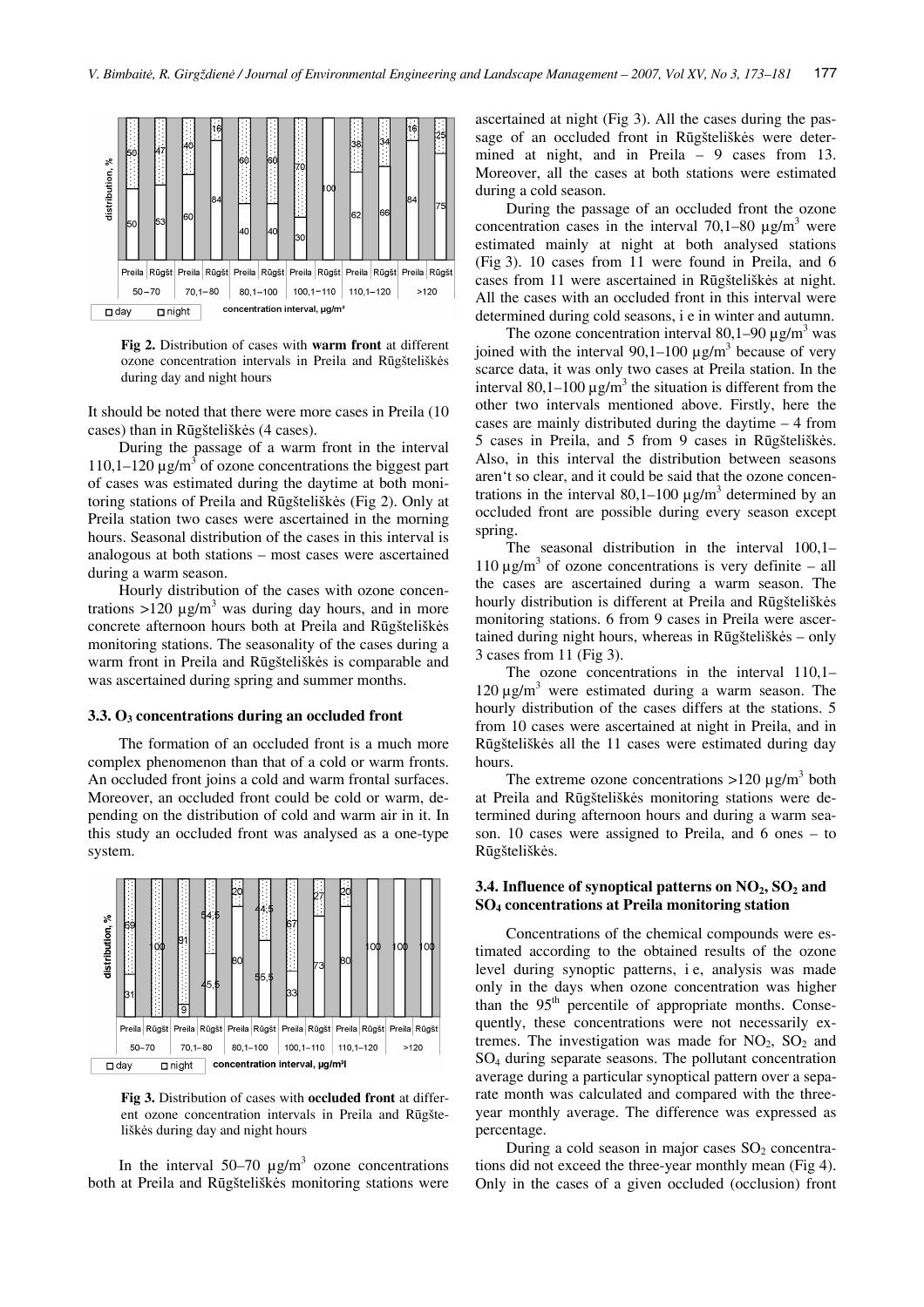Fig 2. Distribution of cases with **warm front** at different ozone concentration intervals in Preila and Rūgšteliškės during day and night hours

It should be noted that there were more cases in Preila (10 cases) than in Rūgšteliškės (4 cases).

During the passage of a warm front in the interval 110,1–120 μg/m$^3$ of ozone concentrations the biggest part of cases was estimated during the daytime at both monitoring stations of Preila and Rūgšteliškės (Fig 2). Only at Preila station two cases were ascertained in the morning hours. Seasonal distribution of the cases in this interval is analogous at both stations – most cases were ascertained during a warm season.

Hourly distribution of the cases with ozone concentrations >120 μg/m$^3$ was during day hours, and in more concrete afternoon hours both at Preila and Rūgšteliškės monitoring stations. The seasonality of the cases during a warm front in Preila and Rūgšteliškės is comparable and was ascertained during spring and summer months.

### 3.3. $O_3$ concentrations during an occluded front

The formation of an occluded front is a much more complex phenomenon than that of a cold or warm fronts. An occluded front joins a cold and warm frontal surfaces. Moreover, an occluded front could be cold or warm, depending on the distribution of cold and warm air in it. In this study an occluded front was analysed as a one-type system.

Fig 3. Distribution of cases with **occluded front** at different ozone concentration intervals in Preila and Rūgšteliškės during day and night hours

In the interval 50–70 μg/m$^3$ ozone concentrations both at Preila and Rūgšteliškės monitoring stations were ascertained at night (Fig 3). All the cases during the passage of an occluded front in Rūgšteliškės were determined at night, and in Preila – 9 cases from 13. Moreover, all the cases at both stations were estimated during a cold season.

During the passage of an occluded front the ozone concentration cases in the interval 70,1–80 μg/m$^3$ were estimated mainly at night at both analysed stations (Fig 3). 10 cases from 11 were found in Preila, and 6 cases from 11 were ascertained in Rūgšteliškės at night. All the cases with an occluded front in this interval were determined during cold seasons, i e in winter and autumn.

The ozone concentration interval 80,1–90 μg/m$^3$ was joined with the interval 90,1–100 μg/m$^3$ because of very scarce data, it was only two cases at Preila station. In the interval 80,1–100 μg/m$^3$ the situation is different from the other two intervals mentioned above. Firstly, here the cases are mainly distributed during the daytime – 4 from 5 cases in Preila, and 5 from 9 cases in Rūgšteliškės. Also, in this interval the distribution between seasons aren't so clear, and it could be said that the ozone concentrations in the interval 80,1–100 μg/m$^3$ determined by an occluded front are possible during every season except spring.

The seasonal distribution in the interval 100,1–110 μg/m$^3$ of ozone concentrations is very definite – all the cases are ascertained during a warm season. The hourly distribution is different at Preila and Rūgšteliškės monitoring stations. 6 from 9 cases in Preila were ascertained during night hours, whereas in Rūgšteliškės – only 3 cases from 11 (Fig 3).

The ozone concentrations in the interval 110,1–120 μg/m$^3$ were estimated during a warm season. The hourly distribution of the cases differs at the stations. 5 from 10 cases were ascertained at night in Preila, and in Rūgšteliškės all the 11 cases were estimated during day hours.

The extreme ozone concentrations >120 μg/m$^3$ both at Preila and Rūgšteliškės monitoring stations were determined during afternoon hours and during a warm season. 10 cases were assigned to Preila, and 6 ones – to Rūgšteliškės.

### 3.4. Influence of synoptical patterns on $NO_2$, $SO_2$ and $SO_4$ concentrations at Preila monitoring station

Concentrations of the chemical compounds were estimated according to the obtained results of the ozone level during synoptic patterns, i e, analysis was made only in the days when ozone concentration was higher than the 95$^{th}$ percentile of appropriate months. Consequently, these concentrations were not necessarily extremes. The investigation was made for $NO_2$, $SO_2$ and $SO_4$ during separate seasons. The pollutant concentration average during a particular synoptical pattern over a separate month was calculated and compared with the three-year monthly average. The difference was expressed as percentage.

During a cold season in major cases $SO_2$ concentrations did not exceed the three-year monthly mean (Fig 4). Only in the cases of a given occluded (occlusion) front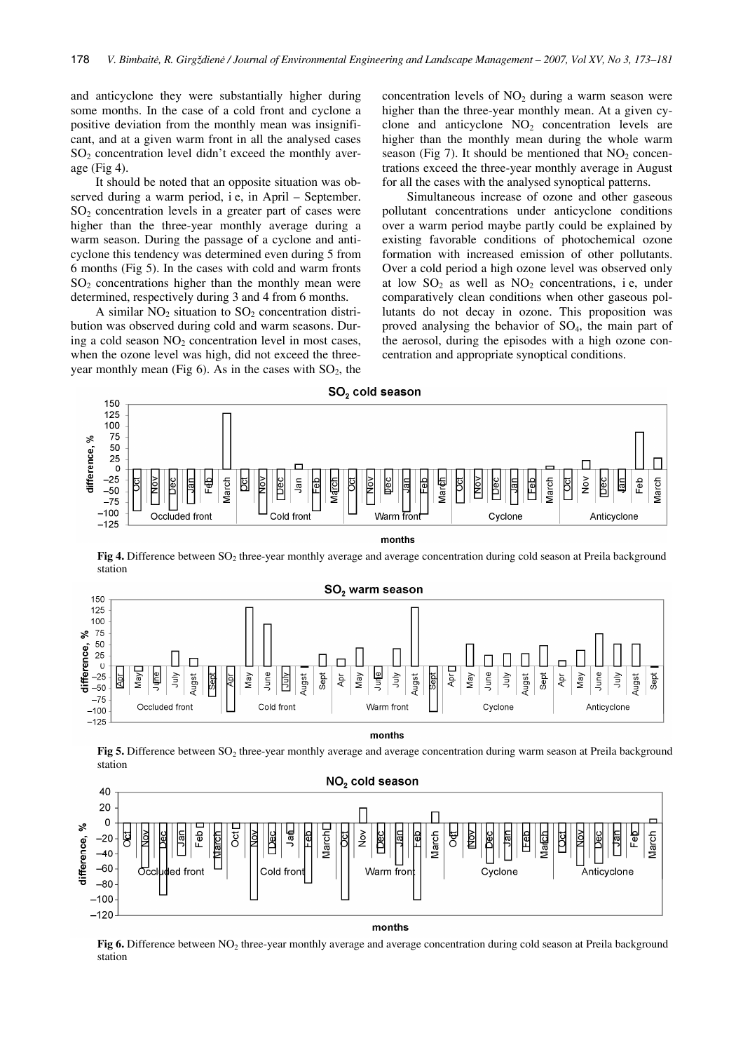and anticyclone they were substantially higher during some months. In the case of a cold front and cyclone a positive deviation from the monthly mean was insignificant, and at a given warm front in all the analysed cases $SO_2$ concentration level didn't exceed the monthly average (Fig 4).

It should be noted that an opposite situation was observed during a warm period, i e, in April – September. $SO_2$ concentration levels in a greater part of cases were higher than the three-year monthly average during a warm season. During the passage of a cyclone and anticyclone this tendency was determined even during 5 from 6 months (Fig 5). In the cases with cold and warm fronts $SO_2$ concentrations higher than the monthly mean were determined, respectively during 3 and 4 from 6 months.

A similar $NO_2$ situation to $SO_2$ concentration distribution was observed during cold and warm seasons. During a cold season $NO_2$ concentration level in most cases, when the ozone level was high, did not exceed the three-year monthly mean (Fig 6). As in the cases with $SO_2$, the concentration levels of $NO_2$ during a warm season were higher than the three-year monthly mean. At a given cyclone and anticyclone $NO_2$ concentration levels are higher than the monthly mean during the whole warm season (Fig 7). It should be mentioned that $NO_2$ concentrations exceed the three-year monthly average in August for all the cases with the analysed synoptical patterns.

Simultaneous increase of ozone and other gaseous pollutant concentrations under anticyclone conditions over a warm period maybe partly could be explained by existing favorable conditions of photochemical ozone formation with increased emission of other pollutants. Over a cold period a high ozone level was observed only at low $SO_2$ as well as $NO_2$ concentrations, i e, under comparatively clean conditions when other gaseous pollutants do not decay in ozone. This proposition was proved analysing the behavior of $SO_4$, the main part of the aerosol, during the episodes with a high ozone concentration and appropriate synoptical conditions.

**Fig 4.** Difference between $SO_2$ three-year monthly average and average concentration during cold season at Preila background station

**Fig 5.** Difference between $SO_2$ three-year monthly average and average concentration during warm season at Preila background station

**Fig 6.** Difference between $NO_2$ three-year monthly average and average concentration during cold season at Preila background station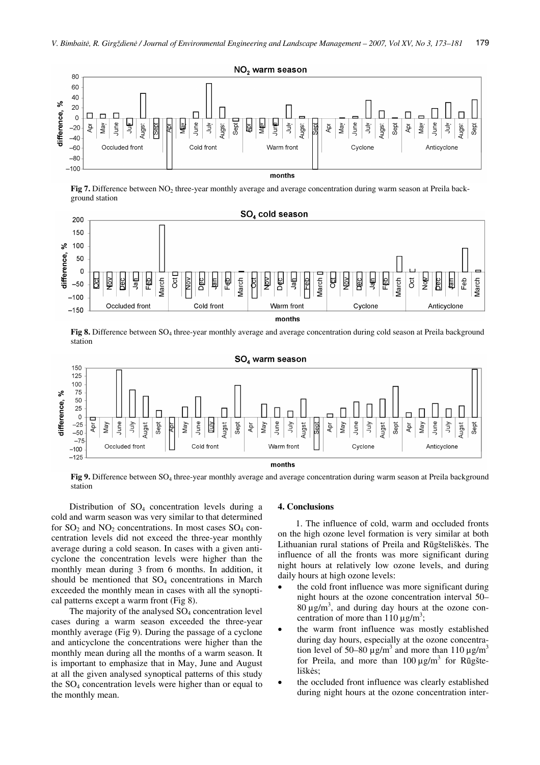**Fig 7.** Difference between $NO_2$ three-year monthly average and average concentration during warm season at Preila background station

**Fig 8.** Difference between $SO_4$ three-year monthly average and average concentration during cold season at Preila background station

**Fig 9.** Difference between $SO_4$ three-year monthly average and average concentration during warm season at Preila background station

Distribution of $SO_4$ concentration levels during a cold and warm season was very similar to that determined for $SO_2$ and $NO_2$ concentrations. In most cases $SO_4$ concentration levels did not exceed the three-year monthly average during a cold season. In cases with a given anticyclone the concentration levels were higher than the monthly mean during 3 from 6 months. In addition, it should be mentioned that $SO_4$ concentrations in March exceeded the monthly mean in cases with all the synoptical patterns except a warm front (Fig 8).

The majority of the analysed $SO_4$ concentration level cases during a warm season exceeded the three-year monthly average (Fig 9). During the passage of a cyclone and anticyclone the concentrations were higher than the monthly mean during all the months of a warm season. It is important to emphasize that in May, June and August at all the given analysed synoptical patterns of this study the $SO_4$ concentration levels were higher than or equal to the monthly mean.

## 4. Conclusions

1. The influence of cold, warm and occluded fronts on the high ozone level formation is very similar at both Lithuanian rural stations of Preila and Rūgšteliškės. The influence of all the fronts was more significant during night hours at relatively low ozone levels, and during daily hours at high ozone levels:

- the cold front influence was more significant during night hours at the ozone concentration interval 50–80 $\mu g/m^3$, and during day hours at the ozone concentration of more than 110 $\mu g/m^3$;
- the warm front influence was mostly established during day hours, especially at the ozone concentration level of 50–80 $\mu g/m^3$ and more than 110 $\mu g/m^3$ for Preila, and more than 100 $\mu g/m^3$ for Rūgšteliškės;
- the occluded front influence was clearly established during night hours at the ozone concentration inter-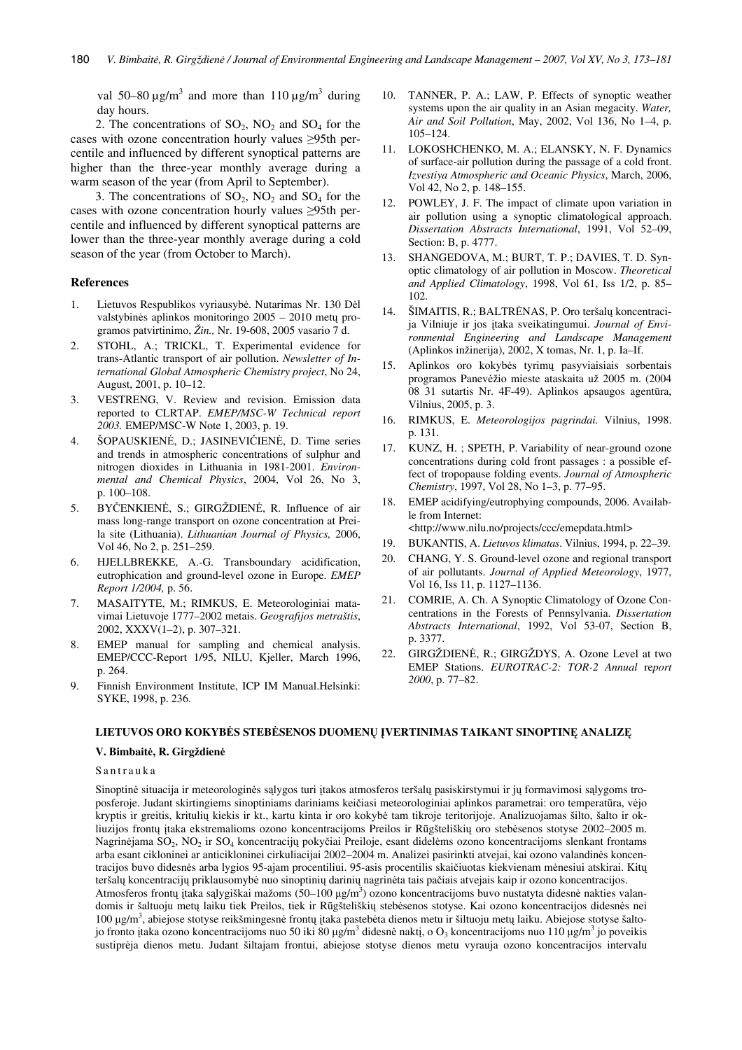val 50–80 μg/m$^3$ and more than 110 μg/m$^3$ during day hours.

2. The concentrations of $SO_2$, $NO_2$ and $SO_4$ for the cases with ozone concentration hourly values ≥95th percentile and influenced by different synoptical patterns are higher than the three-year monthly average during a warm season of the year (from April to September).

3. The concentrations of $SO_2$, $NO_2$ and $SO_4$ for the cases with ozone concentration hourly values ≥95th percentile and influenced by different synoptical patterns are lower than the three-year monthly average during a cold season of the year (from October to March).

## References

1. Lietuvos Respublikos vyriausybė. Nutarimas Nr. 130 Dėl valstybinės aplinkos monitoringo 2005 – 2010 metų programos patvirtinimo, *Žin.,* Nr. 19-608, 2005 vasario 7 d.
2. STOHL, A.; TRICKL, T. Experimental evidence for trans-Atlantic transport of air pollution. *Newsletter of International Global Atmospheric Chemistry project*, No 24, August, 2001, p. 10–12.
3. VESTRENG, V. Review and revision. Emission data reported to CLRTAP. *EMEP/MSC-W Technical report 2003.* EMEP/MSC-W Note 1, 2003, p. 19.
4. ŠOPAUSKIENĖ, D.; JASINEVIČIENĖ, D. Time series and trends in atmospheric concentrations of sulphur and nitrogen dioxides in Lithuania in 1981-2001. *Environmental and Chemical Physics*, 2004, Vol 26, No 3, p. 100–108.
5. BYČENKIENĖ, S.; GIRGŽDIENĖ, R. Influence of air mass long-range transport on ozone concentration at Preila site (Lithuania). *Lithuanian Journal of Physics,* 2006, Vol 46, No 2, p. 251–259.
6. HJELLBREKKE, A.-G. Transboundary acidification, eutrophication and ground-level ozone in Europe. *EMEP Report 1/2004,* p. 56.
7. MASAITYTE, M.; RIMKUS, E. Meteorologiniai matavimai Lietuvoje 1777–2002 metais. *Geografijos metraštis*, 2002, XXXV(1–2), p. 307–321.
8. EMEP manual for sampling and chemical analysis. EMEP/CCC-Report 1/95, NILU, Kjeller, March 1996, p. 264.
9. Finnish Environment Institute, ICP IM Manual.Helsinki: SYKE, 1998, p. 236.
10. TANNER, P. A.; LAW, P. Effects of synoptic weather systems upon the air quality in an Asian megacity. *Water, Air and Soil Pollution*, May, 2002, Vol 136, No 1–4, p. 105–124.
11. LOKOSHCHENKO, M. A.; ELANSKY, N. F. Dynamics of surface-air pollution during the passage of a cold front. *Izvestiya Atmospheric and Oceanic Physics*, March, 2006, Vol 42, No 2, p. 148–155.
12. POWLEY, J. F. The impact of climate upon variation in air pollution using a synoptic climatological approach. *Dissertation Abstracts International*, 1991, Vol 52–09, Section: B, p. 4777.
13. SHANGEDOVA, M.; BURT, T. P.; DAVIES, T. D. Synoptic climatology of air pollution in Moscow. *Theoretical and Applied Climatology*, 1998, Vol 61, Iss 1/2, p. 85–102.
14. ŠIMAITIS, R.; BALTRĖNAS, P. Oro teršalų koncentracija Vilniuje ir jos įtaka sveikatingumui. *Journal of Environmental Engineering and Landscape Management* (Aplinkos inžinerija), 2002, X tomas, Nr. 1, p. Ia–If.
15. Aplinkos oro kokybės tyrimų pasyviaisiais sorbentais programos Panevėžio mieste ataskaita už 2005 m. (2004 08 31 sutartis Nr. 4F-49). Aplinkos apsaugos agentūra, Vilnius, 2005, p. 3.
16. RIMKUS, E. *Meteorologijos pagrindai.* Vilnius, 1998. p. 131.
17. KUNZ, H. ; SPETH, P. Variability of near-ground ozone concentrations during cold front passages : a possible effect of tropopause folding events. *Journal of Atmospheric Chemistry*, 1997, Vol 28, No 1–3, p. 77–95.
18. EMEP acidifying/eutrophying compounds, 2006. Available from Internet: <http://www.nilu.no/projects/ccc/emepdata.html>
19. BUKANTIS, A. *Lietuvos klimatas*. Vilnius, 1994, p. 22–39.
20. CHANG, Y. S. Ground-level ozone and regional transport of air pollutants. *Journal of Applied Meteorology*, 1977, Vol 16, Iss 11, p. 1127–1136.
21. COMRIE, A. Ch. A Synoptic Climatology of Ozone Concentrations in the Forests of Pennsylvania. *Dissertation Abstracts International*, 1992, Vol 53-07, Section B, p. 3377.
22. GIRGŽDIENĖ, R.; GIRGŽDYS, A. Ozone Level at two EMEP Stations. *EUROTRAC-2: TOR-2 Annual* r*eport 2000*, p. 77–82.

### LIETUVOS ORO KOKYBĖS STEBĖSENOS DUOMENŲ ĮVERTINIMAS TAIKANT SINOPTINĘ ANALIZĘ

**V. Bimbaitė, R. Girgždienė**

Santrauka

Sinoptinė situacija ir meteorologinės sąlygos turi įtakos atmosferos teršalų pasiskirstymui ir jų formavimosi sąlygoms troposferoje. Judant skirtingiems sinoptiniams dariniams keičiasi meteorologiniai aplinkos parametrai: oro temperatūra, vėjo kryptis ir greitis, kritulių kiekis ir kt., kartu kinta ir oro kokybė tam tikroje teritorijoje. Analizuojamas šilto, šalto ir okliuzijos frontų įtaka ekstremalioms ozono koncentracijoms Preilos ir Rūgšteliškių oro stebėsenos stotyse 2002–2005 m. Nagrinėjama $SO_2$, $NO_2$ ir $SO_4$ koncentracijų pokyčiai Preiloje, esant didelėms ozono koncentracijoms slenkant frontams arba esant cikloninei ar anticikloninei cirkuliacijai 2002–2004 m. Analizei pasirinkti atvejai, kai ozono valandinės koncentracijos buvo didesnės arba lygios 95-ajam procentiliui. 95-asis procentilis skaičiuotas kiekvienam mėnesiui atskirai. Kitų teršalų koncentracijų priklausomybė nuo sinoptinių darinių nagrinėta tais pačiais atvejais kaip ir ozono koncentracijos.

Atmosferos frontų įtaka sąlygiškai mažoms (50–100 μg/m$^3$) ozono koncentracijoms buvo nustatyta didesnė nakties valandomis ir šaltuoju metų laiku tiek Preilos, tiek ir Rūgšteliškių stebėsenos stotyse. Kai ozono koncentracijos didesnės nei 100 μg/m$^3$, abiejose stotyse reikšmingesnė frontų įtaka pastebėta dienos metu ir šiltuoju metų laiku. Abiejose stotyse šaltojo fronto įtaka ozono koncentracijoms nuo 50 iki 80 μg/m$^3$ didesnė naktį, o $O_3$ koncentracijoms nuo 110 μg/m$^3$ jo poveikis sustiprėja dienos metu. Judant šiltajam frontui, abiejose stotyse dienos metu vyrauja ozono koncentracijos intervalu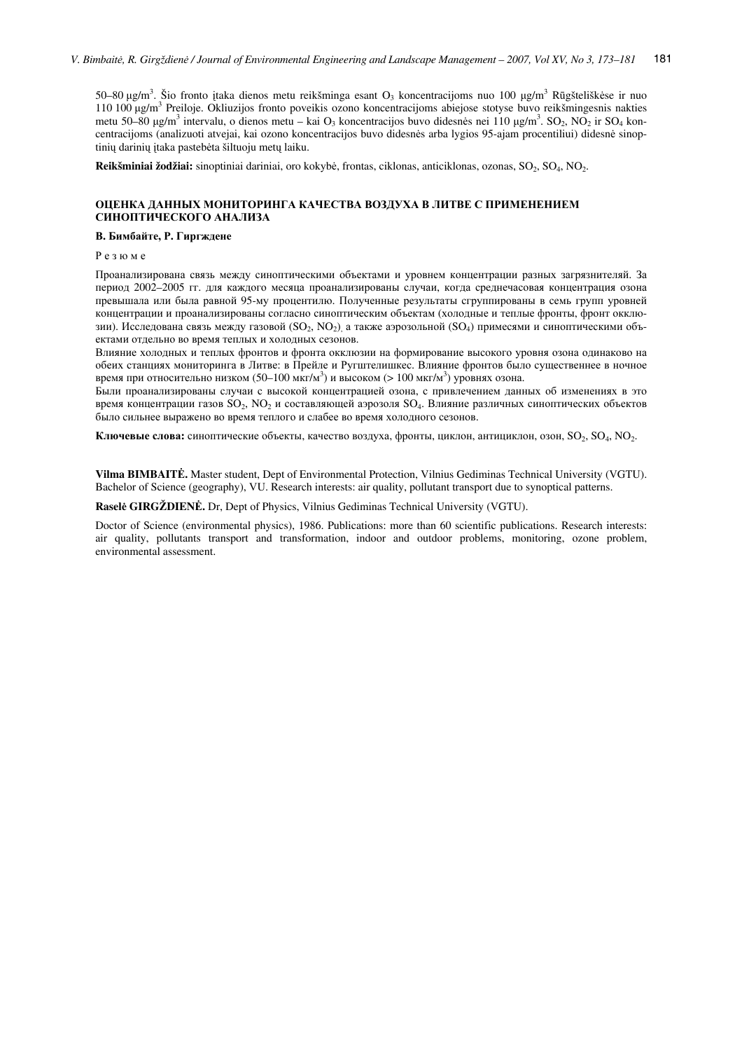50–80 μg/m$^3$. Šio fronto įtaka dienos metu reikšminga esant $O_3$ koncentracijoms nuo 100 μg/m$^3$ Rūgšteliškėse ir nuo 110 100 μg/m$^3$ Preiloje. Okliuzijos fronto poveikis ozono koncentracijoms abiejose stotyse buvo reikšmingesnis nakties metu 50–80 μg/m$^3$ intervalu, o dienos metu – kai $O_3$ koncentracijos buvo didesnės nei 110 μg/m$^3$. $SO_2$, $NO_2$ ir $SO_4$ koncentracijoms (analizuoti atvejai, kai ozono koncentracijos buvo didesnės arba lygios 95-ajam procentiliui) didesnė sinoptinių darinių įtaka pastebėta šiltuoju metų laiku.

**Reikšminiai žodžiai:** sinoptiniai dariniai, oro kokybė, frontas, ciklonas, anticiklonas, ozonas, $SO_2$, $SO_4$, $NO_2$.

## ОЦЕНКА ДАННЫХ МОНИТОРИНГА КАЧЕСТВА ВОЗДУХА В ЛИТВЕ С ПРИМЕНЕНИЕМ СИНОПТИЧЕСКОГО АНАЛИЗА

**В. Бимбайте, Р. Гиргждене**

Р е з ю м е

Проанализирована связь между синоптическими объектами и уровнем концентрации разных загрязнителяй. За период 2002–2005 гг. для каждого месяца проанализированы случаи, когда среднечасовая концентрация озона превышала или была равной 95-му процентилю. Полученные результаты сгруппированы в семь групп уровней концентрации и проанализированы согласно синоптическим объектам (холодные и теплые фронты, фронт окклюзии). Исследована связь между газовой ($SO_2$, $NO_2$), а также аэрозольной ($SO_4$) примесями и синоптическими объектами отдельно во время теплых и холодных сезонов.

Влияние холодных и теплых фронтов и фронта окклюзии на формирование высокого уровня озона одинаково на обеих станциях мониторинга в Литве: в Прейле и Ругштелишкес. Влияние фронтов было существеннее в ночное время при относительно низком (50–100 мкг/м$^3$) и высоком (> 100 мкг/м$^3$) уровнях озона.

Были проанализированы случаи с высокой концентрацией озона, с привлечением данных об изменениях в это время концентрации газов $SO_2$, $NO_2$ и составляющей аэрозоля $SO_4$. Влияние различных синоптических объектов было сильнее выражено во время теплого и слабее во время холодного сезонов.

**Ключевые слова:** синоптические объекты, качество воздуха, фронты, циклон, антициклон, озон, $SO_2$, $SO_4$, $NO_2$.

**Vilma BIMBAITĖ.** Master student, Dept of Environmental Protection, Vilnius Gediminas Technical University (VGTU). Bachelor of Science (geography), VU. Research interests: air quality, pollutant transport due to synoptical patterns.

**Raselė GIRGŽDIENĖ.** Dr, Dept of Physics, Vilnius Gediminas Technical University (VGTU).

Doctor of Science (environmental physics), 1986. Publications: more than 60 scientific publications. Research interests: air quality, pollutants transport and transformation, indoor and outdoor problems, monitoring, ozone problem, environmental assessment.